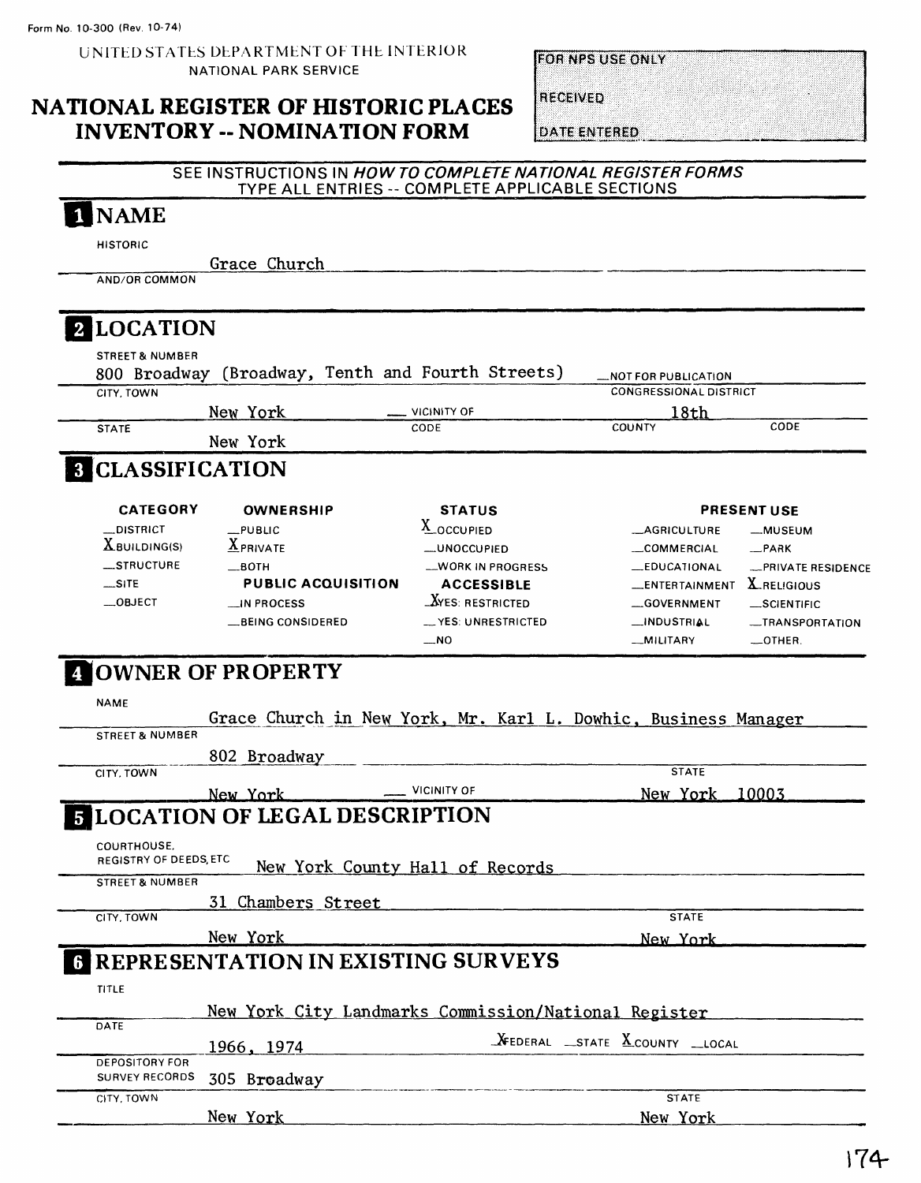Form No. 10-300 (Rev. 10-74)

UNITED STATES DEPARTMENT OF THE INTERIOR
NATIONAL PARK SERVICE

# NATIONAL REGISTER OF HISTORIC PLACES INVENTORY -- NOMINATION FORM

| FOR NPS USE ONLY |
|---|
| RECEIVED |
| DATE ENTERED |

SEE INSTRUCTIONS IN *HOW TO COMPLETE NATIONAL REGISTER FORMS*
TYPE ALL ENTRIES -- COMPLETE APPLICABLE SECTIONS

## 1 NAME

HISTORIC: Grace Church

AND/OR COMMON:

## 2 LOCATION

STREET & NUMBER: 800 Broadway (Broadway, Tenth and Fourth Streets) — NOT FOR PUBLICATION

CITY, TOWN: New York — VICINITY OF

CONGRESSIONAL DISTRICT: 18th

STATE: New York — CODE — COUNTY — CODE

## 3 CLASSIFICATION

| CATEGORY | OWNERSHIP | STATUS | PRESENT USE | |
|---|---|---|---|---|
| __DISTRICT | __PUBLIC | X OCCUPIED | __AGRICULTURE | __MUSEUM |
| X BUILDING(S) | X PRIVATE | __UNOCCUPIED | __COMMERCIAL | __PARK |
| __STRUCTURE | __BOTH | __WORK IN PROGRESS | __EDUCATIONAL | __PRIVATE RESIDENCE |
| __SITE | **PUBLIC ACQUISITION** | **ACCESSIBLE** | __ENTERTAINMENT | X RELIGIOUS |
| __OBJECT | __IN PROCESS | X YES: RESTRICTED | __GOVERNMENT | __SCIENTIFIC |
| | __BEING CONSIDERED | __YES: UNRESTRICTED | __INDUSTRIAL | __TRANSPORTATION |
| | | __NO | __MILITARY | __OTHER: |

## 4 OWNER OF PROPERTY

NAME: Grace Church in New York, Mr. Karl L. Dowhic, Business Manager

STREET & NUMBER: 802 Broadway

CITY, TOWN: New York — VICINITY OF

STATE: New York 10003

## 5 LOCATION OF LEGAL DESCRIPTION

COURTHOUSE, REGISTRY OF DEEDS, ETC.: New York County Hall of Records

STREET & NUMBER: 31 Chambers Street

CITY, TOWN: New York

STATE: New York

## 6 REPRESENTATION IN EXISTING SURVEYS

TITLE: New York City Landmarks Commission/National Register

DATE: 1966, 1974 — X FEDERAL __STATE X COUNTY __LOCAL

DEPOSITORY FOR SURVEY RECORDS: 305 Broadway

CITY, TOWN: New York

STATE: New York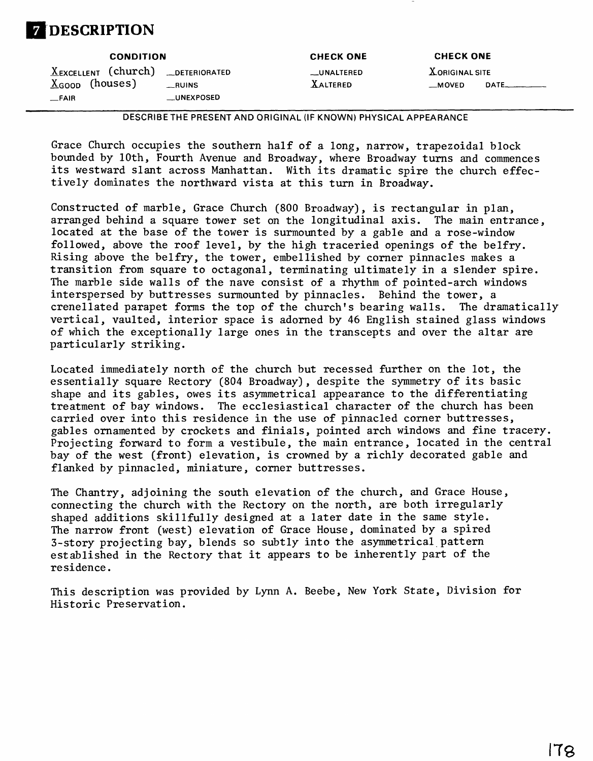# 7 DESCRIPTION

| CONDITION | | CHECK ONE | CHECK ONE |
|---|---|---|---|
| X EXCELLENT (church) | _DETERIORATED | _UNALTERED | X ORIGINAL SITE |
| X GOOD (houses) | _RUINS | X ALTERED | _MOVED DATE_____ |
| _FAIR | _UNEXPOSED | | |

DESCRIBE THE PRESENT AND ORIGINAL (IF KNOWN) PHYSICAL APPEARANCE

Grace Church occupies the southern half of a long, narrow, trapezoidal block bounded by 10th, Fourth Avenue and Broadway, where Broadway turns and commences its westward slant across Manhattan. With its dramatic spire the church effectively dominates the northward vista at this turn in Broadway.

Constructed of marble, Grace Church (800 Broadway), is rectangular in plan, arranged behind a square tower set on the longitudinal axis. The main entrance, located at the base of the tower is surmounted by a gable and a rose-window followed, above the roof level, by the high traceried openings of the belfry. Rising above the belfry, the tower, embellished by corner pinnacles makes a transition from square to octagonal, terminating ultimately in a slender spire. The marble side walls of the nave consist of a rhythm of pointed-arch windows interspersed by buttresses surmounted by pinnacles. Behind the tower, a crenellated parapet forms the top of the church's bearing walls. The dramatically vertical, vaulted, interior space is adorned by 46 English stained glass windows of which the exceptionally large ones in the transcepts and over the altar are particularly striking.

Located immediately north of the church but recessed further on the lot, the essentially square Rectory (804 Broadway), despite the symmetry of its basic shape and its gables, owes its asymmetrical appearance to the differentiating treatment of bay windows. The ecclesiastical character of the church has been carried over into this residence in the use of pinnacled corner buttresses, gables ornamented by crockets and finials, pointed arch windows and fine tracery. Projecting forward to form a vestibule, the main entrance, located in the central bay of the west (front) elevation, is crowned by a richly decorated gable and flanked by pinnacled, miniature, corner buttresses.

The Chantry, adjoining the south elevation of the church, and Grace House, connecting the church with the Rectory on the north, are both irregularly shaped additions skillfully designed at a later date in the same style. The narrow front (west) elevation of Grace House, dominated by a spired 3-story projecting bay, blends so subtly into the asymmetrical pattern established in the Rectory that it appears to be inherently part of the residence.

This description was provided by Lynn A. Beebe, New York State, Division for Historic Preservation.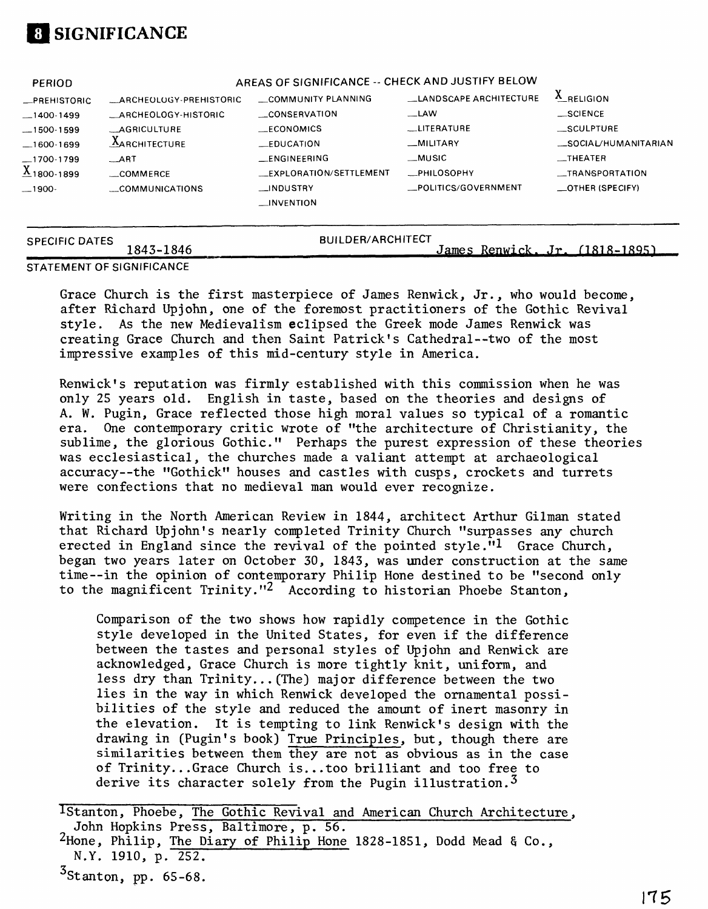# 8 SIGNIFICANCE

| PERIOD | AREAS OF SIGNIFICANCE -- CHECK AND JUSTIFY BELOW | | | |
|---|---|---|---|---|
| _PREHISTORIC | _ARCHEOLOGY-PREHISTORIC | _COMMUNITY PLANNING | _LANDSCAPE ARCHITECTURE | X RELIGION |
| _1400-1499 | _ARCHEOLOGY-HISTORIC | _CONSERVATION | _LAW | _SCIENCE |
| _1500-1599 | _AGRICULTURE | _ECONOMICS | _LITERATURE | _SCULPTURE |
| _1600-1699 | X ARCHITECTURE | _EDUCATION | _MILITARY | _SOCIAL/HUMANITARIAN |
| _1700-1799 | _ART | _ENGINEERING | _MUSIC | _THEATER |
| X 1800-1899 | _COMMERCE | _EXPLORATION/SETTLEMENT | _PHILOSOPHY | _TRANSPORTATION |
| _1900- | _COMMUNICATIONS | _INDUSTRY | _POLITICS/GOVERNMENT | _OTHER (SPECIFY) |
| | | _INVENTION | | |

SPECIFIC DATES 1843-1846 BUILDER/ARCHITECT James Renwick, Jr. (1818-1895)

STATEMENT OF SIGNIFICANCE

Grace Church is the first masterpiece of James Renwick, Jr., who would become, after Richard Upjohn, one of the foremost practitioners of the Gothic Revival style. As the new Medievalism eclipsed the Greek mode James Renwick was creating Grace Church and then Saint Patrick's Cathedral--two of the most impressive examples of this mid-century style in America.

Renwick's reputation was firmly established with this commission when he was only 25 years old. English in taste, based on the theories and designs of A. W. Pugin, Grace reflected those high moral values so typical of a romantic era. One contemporary critic wrote of "the architecture of Christianity, the sublime, the glorious Gothic." Perhaps the purest expression of these theories was ecclesiastical, the churches made a valiant attempt at archaeological accuracy--the "Gothick" houses and castles with cusps, crockets and turrets were confections that no medieval man would ever recognize.

Writing in the North American Review in 1844, architect Arthur Gilman stated that Richard Upjohn's nearly completed Trinity Church "surpasses any church erected in England since the revival of the pointed style."[1] Grace Church, began two years later on October 30, 1843, was under construction at the same time--in the opinion of contemporary Philip Hone destined to be "second only to the magnificent Trinity."[2] According to historian Phoebe Stanton,

> Comparison of the two shows how rapidly competence in the Gothic style developed in the United States, for even if the difference between the tastes and personal styles of Upjohn and Renwick are acknowledged, Grace Church is more tightly knit, uniform, and less dry than Trinity...(The) major difference between the two lies in the way in which Renwick developed the ornamental possibilities of the style and reduced the amount of inert masonry in the elevation. It is tempting to link Renwick's design with the drawing in (Pugin's book) True Principles, but, though there are similarities between them they are not as obvious as in the case of Trinity...Grace Church is...too brilliant and too free to derive its character solely from the Pugin illustration.[3]

[1] Stanton, Phoebe, The Gothic Revival and American Church Architecture, John Hopkins Press, Baltimore, p. 56.

[2] Hone, Philip, The Diary of Philip Hone 1828-1851, Dodd Mead & Co., N.Y. 1910, p. 252.

[3] Stanton, pp. 65-68.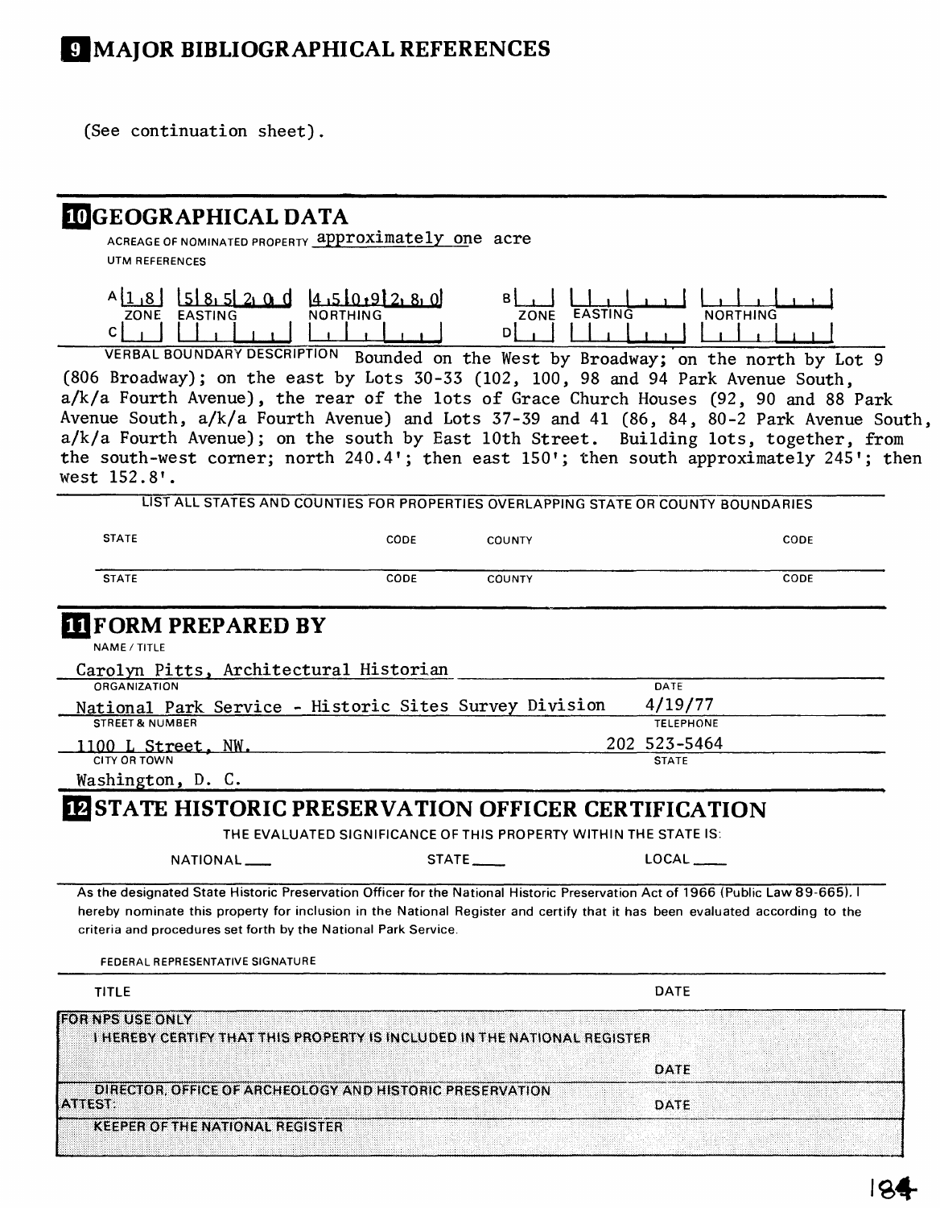## 9 MAJOR BIBLIOGRAPHICAL REFERENCES

(See continuation sheet).

## 10 GEOGRAPHICAL DATA

ACREAGE OF NOMINATED PROPERTY approximately one acre

UTM REFERENCES

| | ZONE | EASTING | NORTHING | | ZONE | EASTING | NORTHING |
|---|---|---|---|---|---|---|---|
| A | 18 | 585200 | 4509280 | B | | | |
| C | | | | D | | | |

VERBAL BOUNDARY DESCRIPTION Bounded on the West by Broadway; on the north by Lot 9 (806 Broadway); on the east by Lots 30-33 (102, 100, 98 and 94 Park Avenue South, a/k/a Fourth Avenue), the rear of the lots of Grace Church Houses (92, 90 and 88 Park Avenue South, a/k/a Fourth Avenue) and Lots 37-39 and 41 (86, 84, 80-2 Park Avenue South, a/k/a Fourth Avenue); on the south by East 10th Street. Building lots, together, from the south-west corner; north 240.4'; then east 150'; then south approximately 245'; then west 152.8'.

LIST ALL STATES AND COUNTIES FOR PROPERTIES OVERLAPPING STATE OR COUNTY BOUNDARIES

| STATE | CODE | COUNTY | CODE |
|---|---|---|---|
| STATE | CODE | COUNTY | CODE |

## 11 FORM PREPARED BY

NAME / TITLE
Carolyn Pitts, Architectural Historian

ORGANIZATION
National Park Service - Historic Sites Survey Division

DATE
4/19/77

STREET & NUMBER
1100 L Street, NW.

TELEPHONE
202 523-5464

CITY OR TOWN
Washington, D. C.

STATE

## 12 STATE HISTORIC PRESERVATION OFFICER CERTIFICATION

THE EVALUATED SIGNIFICANCE OF THIS PROPERTY WITHIN THE STATE IS:

NATIONAL ___ STATE ___ LOCAL ___

As the designated State Historic Preservation Officer for the National Historic Preservation Act of 1966 (Public Law 89-665), I hereby nominate this property for inclusion in the National Register and certify that it has been evaluated according to the criteria and procedures set forth by the National Park Service.

FEDERAL REPRESENTATIVE SIGNATURE

TITLE DATE

FOR NPS USE ONLY
I HEREBY CERTIFY THAT THIS PROPERTY IS INCLUDED IN THE NATIONAL REGISTER

DATE

DIRECTOR, OFFICE OF ARCHEOLOGY AND HISTORIC PRESERVATION

ATTEST: DATE

KEEPER OF THE NATIONAL REGISTER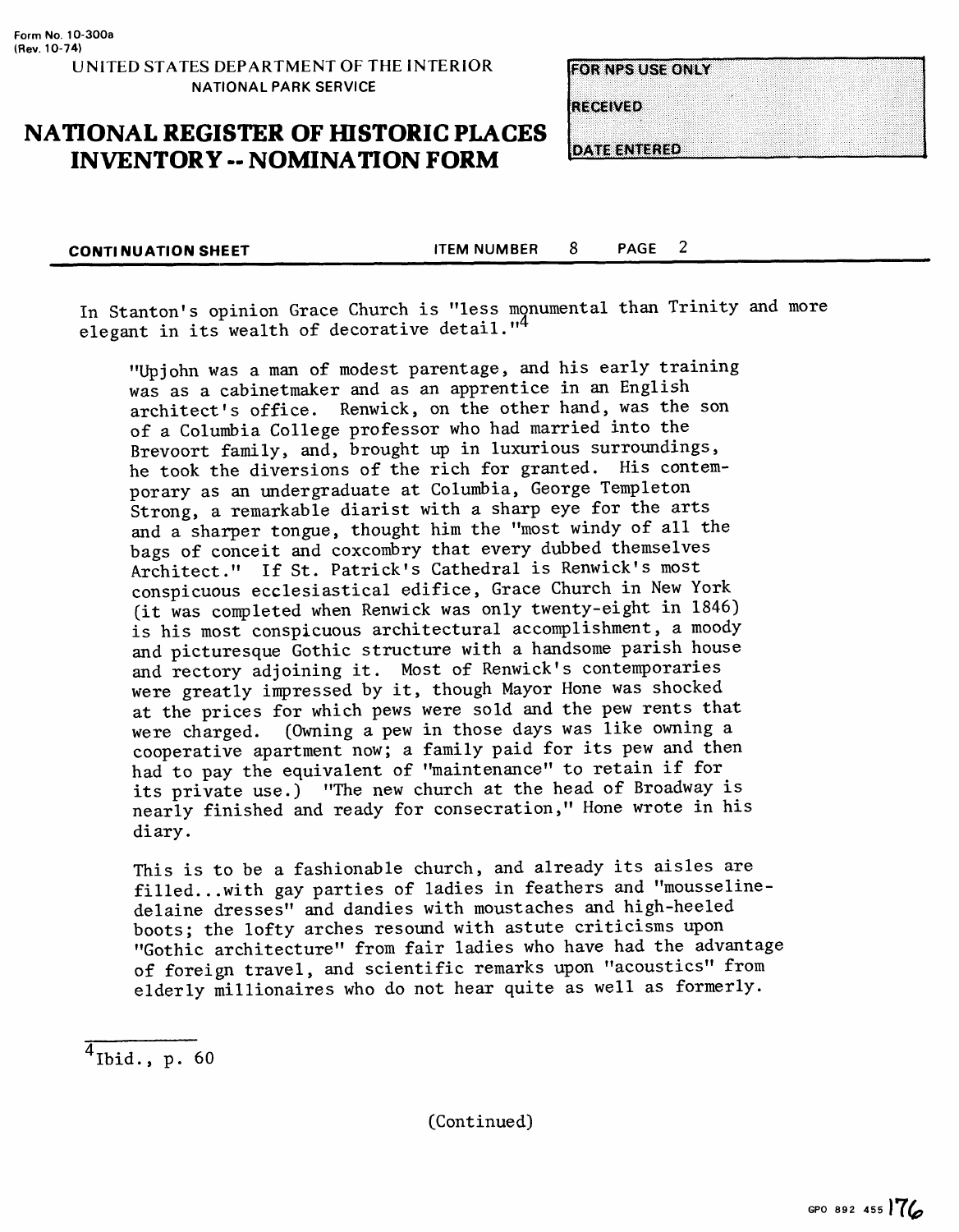Form No. 10-300a
(Rev. 10-74)

UNITED STATES DEPARTMENT OF THE INTERIOR
NATIONAL PARK SERVICE

# NATIONAL REGISTER OF HISTORIC PLACES INVENTORY -- NOMINATION FORM

FOR NPS USE ONLY

RECEIVED

DATE ENTERED

**CONTINUATION SHEET** ITEM NUMBER 8 PAGE 2

In Stanton's opinion Grace Church is "less monumental than Trinity and more elegant in its wealth of decorative detail."[4]

> "Upjohn was a man of modest parentage, and his early training was as a cabinetmaker and as an apprentice in an English architect's office. Renwick, on the other hand, was the son of a Columbia College professor who had married into the Brevoort family, and, brought up in luxurious surroundings, he took the diversions of the rich for granted. His contemporary as an undergraduate at Columbia, George Templeton Strong, a remarkable diarist with a sharp eye for the arts and a sharper tongue, thought him the "most windy of all the bags of conceit and coxcombry that every dubbed themselves Architect." If St. Patrick's Cathedral is Renwick's most conspicuous ecclesiastical edifice, Grace Church in New York (it was completed when Renwick was only twenty-eight in 1846) is his most conspicuous architectural accomplishment, a moody and picturesque Gothic structure with a handsome parish house and rectory adjoining it. Most of Renwick's contemporaries were greatly impressed by it, though Mayor Hone was shocked at the prices for which pews were sold and the pew rents that were charged. (Owning a pew in those days was like owning a cooperative apartment now; a family paid for its pew and then had to pay the equivalent of "maintenance" to retain if for its private use.) "The new church at the head of Broadway is nearly finished and ready for consecration," Hone wrote in his diary.
>
> This is to be a fashionable church, and already its aisles are filled...with gay parties of ladies in feathers and "mousseline-delaine dresses" and dandies with moustaches and high-heeled boots; the lofty arches resound with astute criticisms upon "Gothic architecture" from fair ladies who have had the advantage of foreign travel, and scientific remarks upon "acoustics" from elderly millionaires who do not hear quite as well as formerly.

[4] Ibid., p. 60

(Continued)

GPO 892 455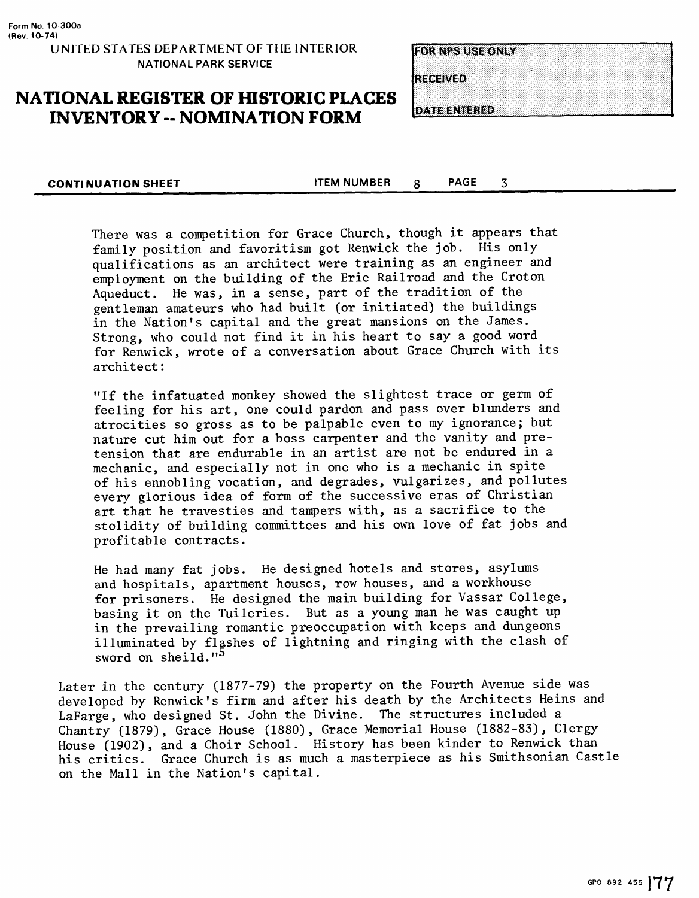Form No. 10-300a
(Rev. 10-74)

UNITED STATES DEPARTMENT OF THE INTERIOR
NATIONAL PARK SERVICE

# NATIONAL REGISTER OF HISTORIC PLACES INVENTORY -- NOMINATION FORM

FOR NPS USE ONLY
RECEIVED
DATE ENTERED

**CONTINUATION SHEET** ITEM NUMBER 8 PAGE 3

> There was a competition for Grace Church, though it appears that family position and favoritism got Renwick the job. His only qualifications as an architect were training as an engineer and employment on the building of the Erie Railroad and the Croton Aqueduct. He was, in a sense, part of the tradition of the gentleman amateurs who had built (or initiated) the buildings in the Nation's capital and the great mansions on the James. Strong, who could not find it in his heart to say a good word for Renwick, wrote of a conversation about Grace Church with its architect:
>
> "If the infatuated monkey showed the slightest trace or germ of feeling for his art, one could pardon and pass over blunders and atrocities so gross as to be palpable even to my ignorance; but nature cut him out for a boss carpenter and the vanity and pretension that are endurable in an artist are not be endured in a mechanic, and especially not in one who is a mechanic in spite of his ennobling vocation, and degrades, vulgarizes, and pollutes every glorious idea of form of the successive eras of Christian art that he travesties and tampers with, as a sacrifice to the stolidity of building committees and his own love of fat jobs and profitable contracts.
>
> He had many fat jobs. He designed hotels and stores, asylums and hospitals, apartment houses, row houses, and a workhouse for prisoners. He designed the main building for Vassar College, basing it on the Tuileries. But as a young man he was caught up in the prevailing romantic preoccupation with keeps and dungeons illuminated by flashes of lightning and ringing with the clash of sword on sheild."[5]

Later in the century (1877-79) the property on the Fourth Avenue side was developed by Renwick's firm and after his death by the Architects Heins and LaFarge, who designed St. John the Divine. The structures included a Chantry (1879), Grace House (1880), Grace Memorial House (1882-83), Clergy House (1902), and a Choir School. History has been kinder to Renwick than his critics. Grace Church is as much a masterpiece as his Smithsonian Castle on the Mall in the Nation's capital.

GPO 892 455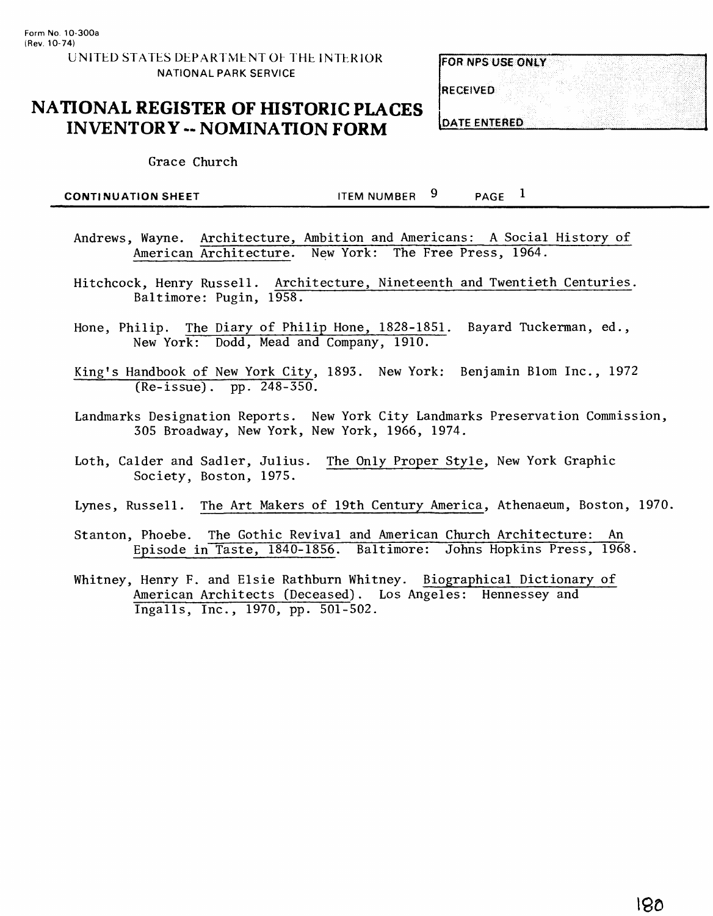Form No. 10-300a
(Rev. 10-74)

UNITED STATES DEPARTMENT OF THE INTERIOR
NATIONAL PARK SERVICE

# NATIONAL REGISTER OF HISTORIC PLACES INVENTORY -- NOMINATION FORM

| FOR NPS USE ONLY |
| --- |
| RECEIVED |
| DATE ENTERED |

Grace Church

**CONTINUATION SHEET** ITEM NUMBER 9 PAGE 1

Andrews, Wayne. Architecture, Ambition and Americans: A Social History of American Architecture. New York: The Free Press, 1964.

Hitchcock, Henry Russell. Architecture, Nineteenth and Twentieth Centuries. Baltimore: Pugin, 1958.

Hone, Philip. The Diary of Philip Hone, 1828-1851. Bayard Tuckerman, ed., New York: Dodd, Mead and Company, 1910.

King's Handbook of New York City, 1893. New York: Benjamin Blom Inc., 1972 (Re-issue). pp. 248-350.

Landmarks Designation Reports. New York City Landmarks Preservation Commission, 305 Broadway, New York, New York, 1966, 1974.

Loth, Calder and Sadler, Julius. The Only Proper Style, New York Graphic Society, Boston, 1975.

Lynes, Russell. The Art Makers of 19th Century America, Athenaeum, Boston, 1970.

Stanton, Phoebe. The Gothic Revival and American Church Architecture: An Episode in Taste, 1840-1856. Baltimore: Johns Hopkins Press, 1968.

Whitney, Henry F. and Elsie Rathburn Whitney. Biographical Dictionary of American Architects (Deceased). Los Angeles: Hennessey and Ingalls, Inc., 1970, pp. 501-502.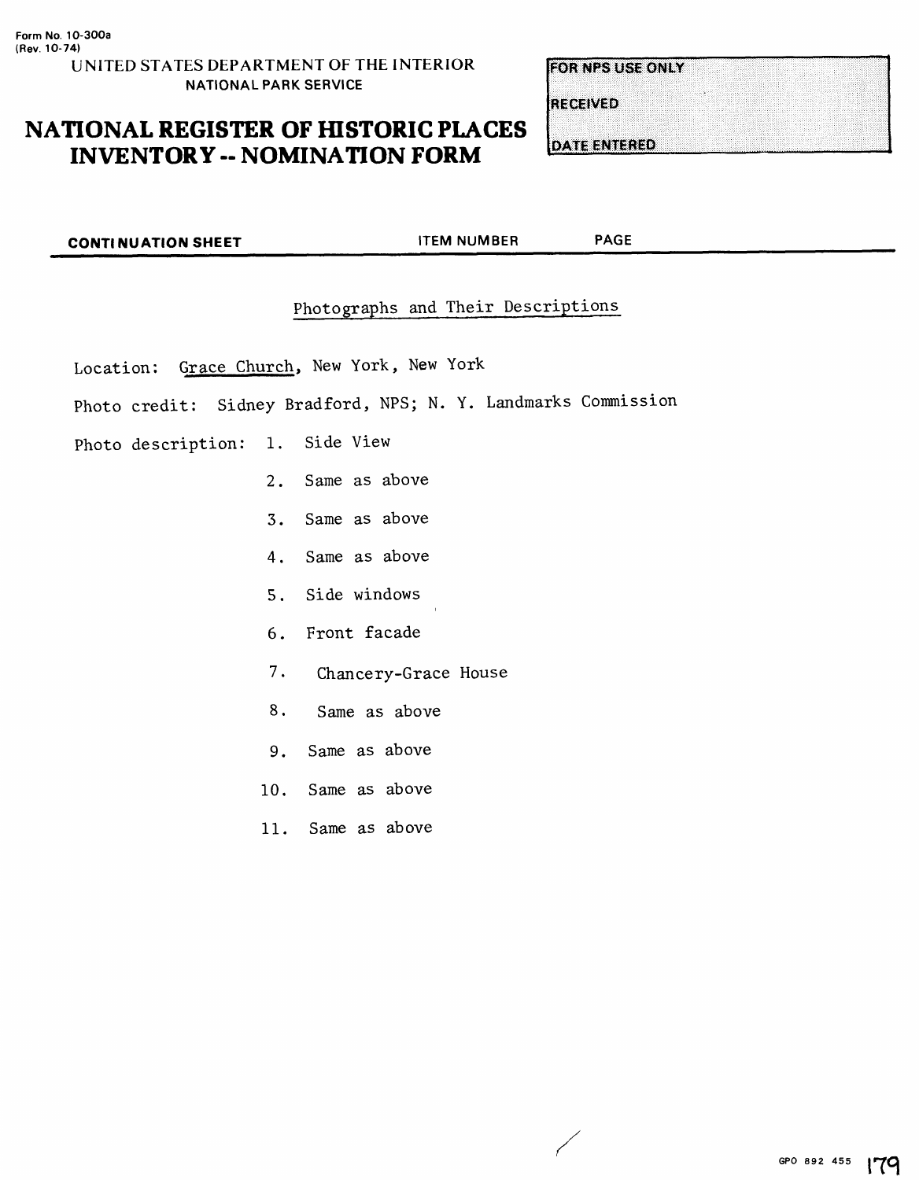Form No. 10-300a
(Rev. 10-74)

UNITED STATES DEPARTMENT OF THE INTERIOR
NATIONAL PARK SERVICE

# NATIONAL REGISTER OF HISTORIC PLACES INVENTORY -- NOMINATION FORM

FOR NPS USE ONLY

RECEIVED

DATE ENTERED

**CONTINUATION SHEET** ITEM NUMBER PAGE

## Photographs and Their Descriptions

Location: Grace Church, New York, New York

Photo credit: Sidney Bradford, NPS; N. Y. Landmarks Commission

Photo description:

1. Side View
2. Same as above
3. Same as above
4. Same as above
5. Side windows
6. Front facade
7. Chancery-Grace House
8. Same as above
9. Same as above
10. Same as above
11. Same as above

GPO 892 455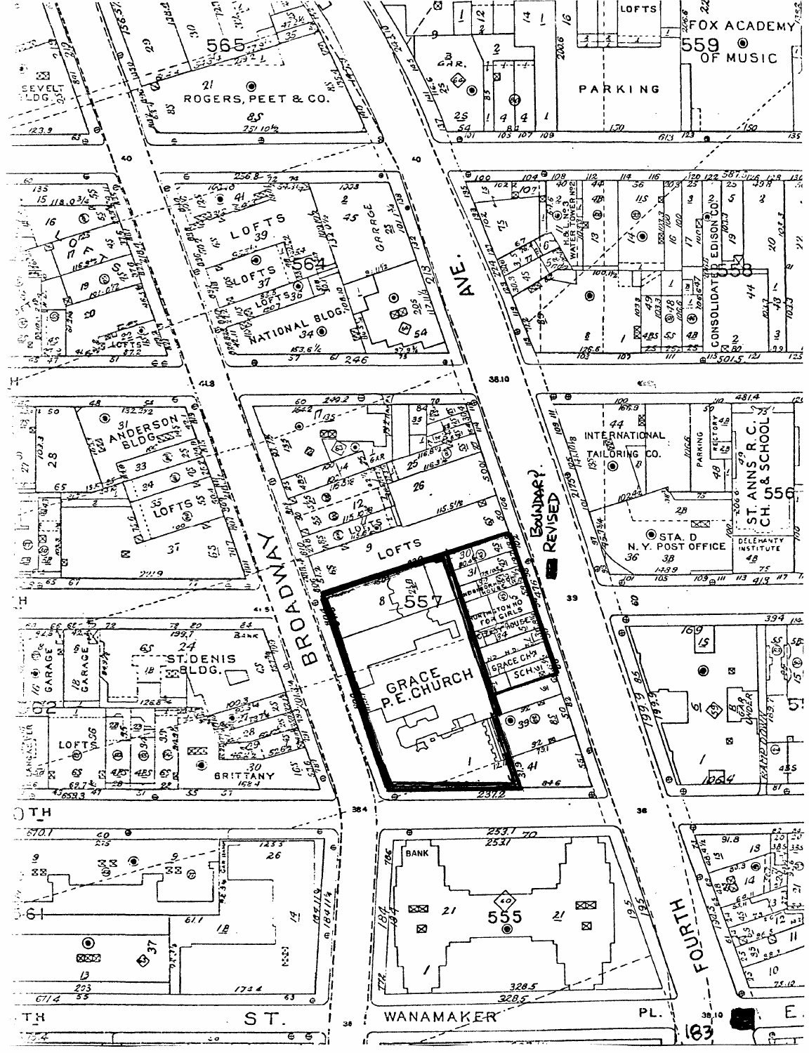FOX ACADEMY OF MUSIC

559

LOFTS

PARKING

565

ROGERS, PEET & CO.

SEVELT BLDG.

LOFTS

564

NATIONAL BLDG.

GARAGE

AVE.

H. & L. NO. 3 WATER TOWER NO. 2

CONSOLIDATED EDISON CO.

558

ANDERSON BLDG.

LOFTS

LOFTS

INTERNATIONAL TAILORING CO.

PARKING

RECTORY

ST. ANNS R.C. CH. & SCHOOL

556

STA. D N.Y. POST OFFICE

DELEHANTY INSTITUTE

BOUNDARY REVISED

557

WORTHINGTON HO. FOR GIRLS

HOUSE

GRACE CH. SCH.

GRACE P.E. CHURCH

BROADWAY

ST. DENIS BLDG.

GARAGE

GARAGE

LOFT

BRITTANY

BANK

FOURTH

10TH

BANK

555

ST.

WANAMAKER

PL.

E.

183